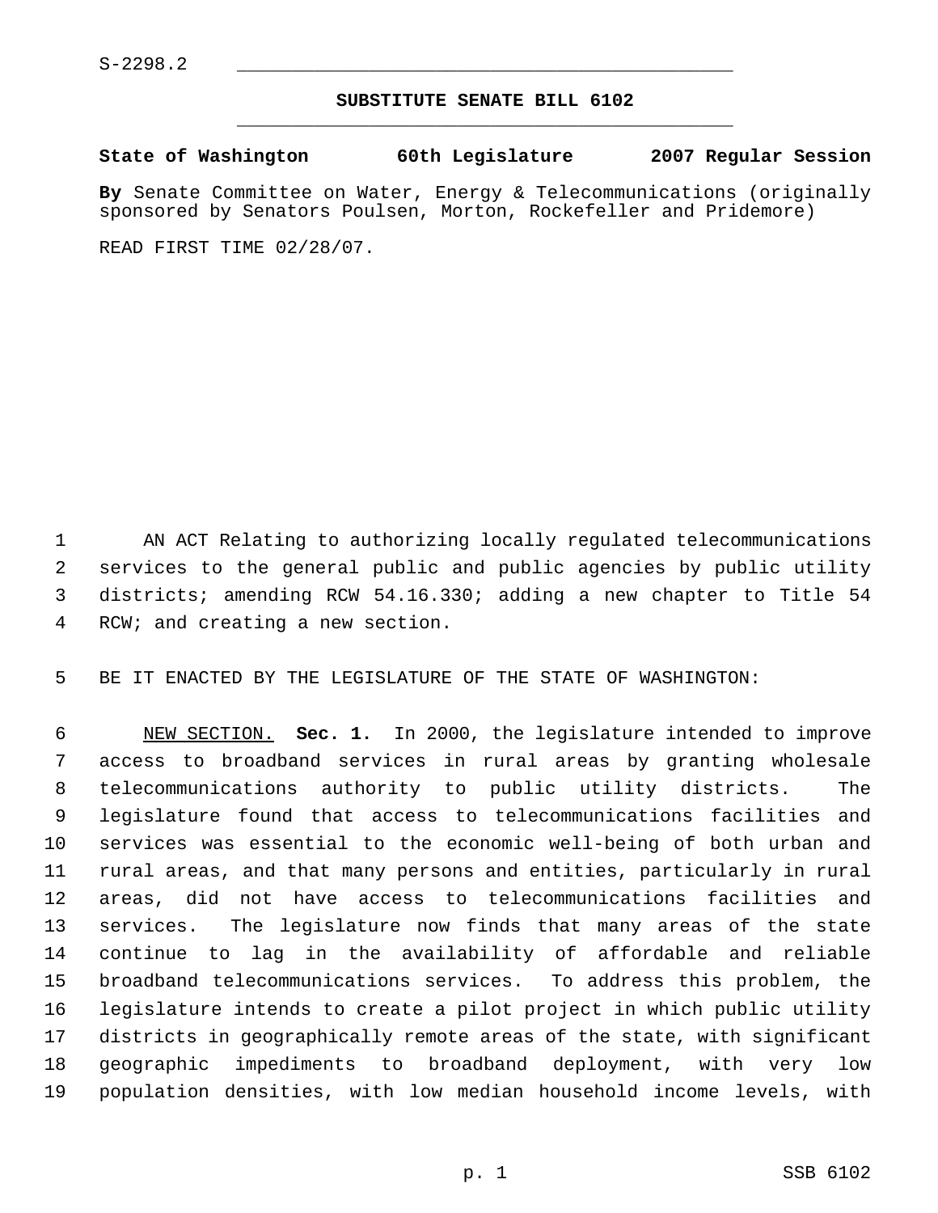S-2298.2

## SUBSTITUTE SENATE BILL 6102

**State of Washington 60th Legislature 2007 Regular Session**

**By** Senate Committee on Water, Energy & Telecommunications (originally sponsored by Senators Poulsen, Morton, Rockefeller and Pridemore)

READ FIRST TIME 02/28/07.

AN ACT Relating to authorizing locally regulated telecommunications services to the general public and public agencies by public utility districts; amending RCW 54.16.330; adding a new chapter to Title 54 RCW; and creating a new section.

BE IT ENACTED BY THE LEGISLATURE OF THE STATE OF WASHINGTON:

NEW SECTION. **Sec. 1.** In 2000, the legislature intended to improve access to broadband services in rural areas by granting wholesale telecommunications authority to public utility districts. The legislature found that access to telecommunications facilities and services was essential to the economic well-being of both urban and rural areas, and that many persons and entities, particularly in rural areas, did not have access to telecommunications facilities and services. The legislature now finds that many areas of the state continue to lag in the availability of affordable and reliable broadband telecommunications services. To address this problem, the legislature intends to create a pilot project in which public utility districts in geographically remote areas of the state, with significant geographic impediments to broadband deployment, with very low population densities, with low median household income levels, with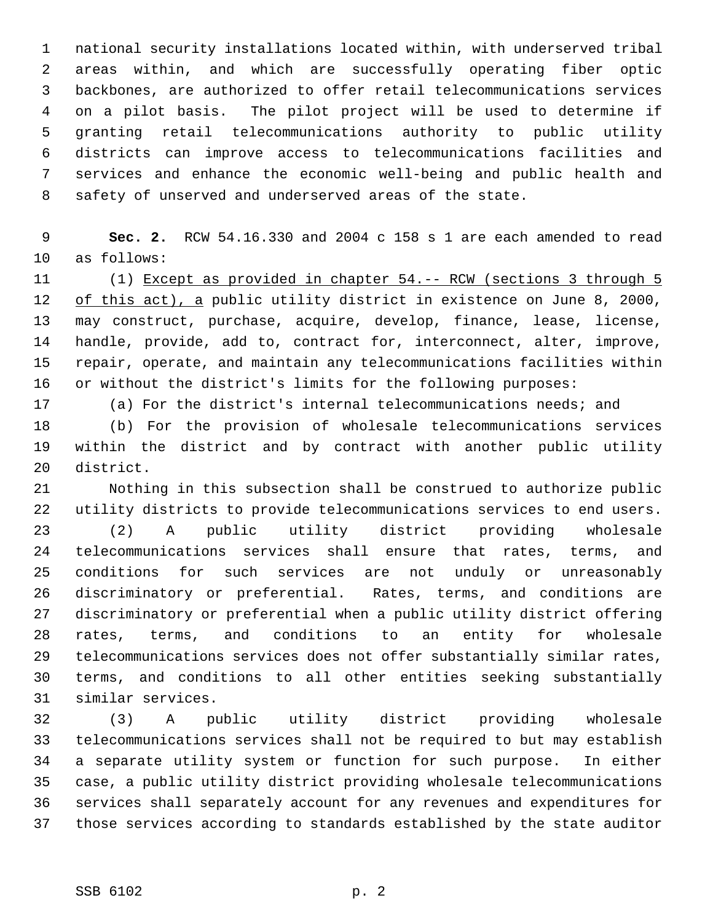national security installations located within, with underserved tribal areas within, and which are successfully operating fiber optic backbones, are authorized to offer retail telecommunications services on a pilot basis. The pilot project will be used to determine if granting retail telecommunications authority to public utility districts can improve access to telecommunications facilities and services and enhance the economic well-being and public health and safety of unserved and underserved areas of the state.

**Sec. 2.** RCW 54.16.330 and 2004 c 158 s 1 are each amended to read as follows:

(1) <u>Except as provided in chapter 54.-- RCW (sections 3 through 5 of this act), a</u> public utility district in existence on June 8, 2000, may construct, purchase, acquire, develop, finance, lease, license, handle, provide, add to, contract for, interconnect, alter, improve, repair, operate, and maintain any telecommunications facilities within or without the district's limits for the following purposes:

(a) For the district's internal telecommunications needs; and

(b) For the provision of wholesale telecommunications services within the district and by contract with another public utility district.

Nothing in this subsection shall be construed to authorize public utility districts to provide telecommunications services to end users.

(2) A public utility district providing wholesale telecommunications services shall ensure that rates, terms, and conditions for such services are not unduly or unreasonably discriminatory or preferential. Rates, terms, and conditions are discriminatory or preferential when a public utility district offering rates, terms, and conditions to an entity for wholesale telecommunications services does not offer substantially similar rates, terms, and conditions to all other entities seeking substantially similar services.

(3) A public utility district providing wholesale telecommunications services shall not be required to but may establish a separate utility system or function for such purpose. In either case, a public utility district providing wholesale telecommunications services shall separately account for any revenues and expenditures for those services according to standards established by the state auditor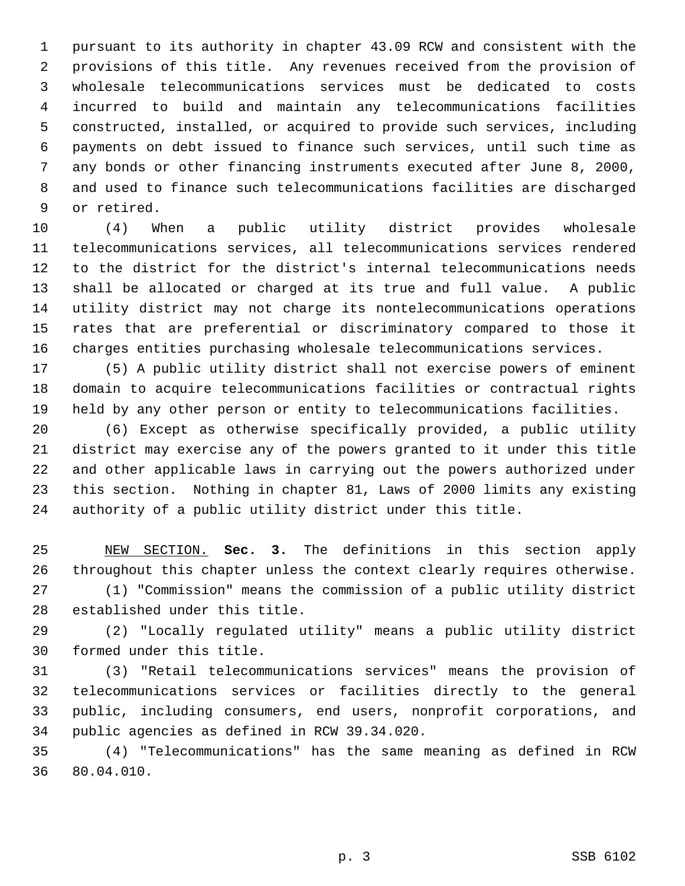pursuant to its authority in chapter 43.09 RCW and consistent with the provisions of this title. Any revenues received from the provision of wholesale telecommunications services must be dedicated to costs incurred to build and maintain any telecommunications facilities constructed, installed, or acquired to provide such services, including payments on debt issued to finance such services, until such time as any bonds or other financing instruments executed after June 8, 2000, and used to finance such telecommunications facilities are discharged or retired.

(4) When a public utility district provides wholesale telecommunications services, all telecommunications services rendered to the district for the district's internal telecommunications needs shall be allocated or charged at its true and full value. A public utility district may not charge its nontelecommunications operations rates that are preferential or discriminatory compared to those it charges entities purchasing wholesale telecommunications services.

(5) A public utility district shall not exercise powers of eminent domain to acquire telecommunications facilities or contractual rights held by any other person or entity to telecommunications facilities.

(6) Except as otherwise specifically provided, a public utility district may exercise any of the powers granted to it under this title and other applicable laws in carrying out the powers authorized under this section. Nothing in chapter 81, Laws of 2000 limits any existing authority of a public utility district under this title.

NEW SECTION. **Sec. 3.** The definitions in this section apply throughout this chapter unless the context clearly requires otherwise.

(1) "Commission" means the commission of a public utility district established under this title.

(2) "Locally regulated utility" means a public utility district formed under this title.

(3) "Retail telecommunications services" means the provision of telecommunications services or facilities directly to the general public, including consumers, end users, nonprofit corporations, and public agencies as defined in RCW 39.34.020.

(4) "Telecommunications" has the same meaning as defined in RCW 80.04.010.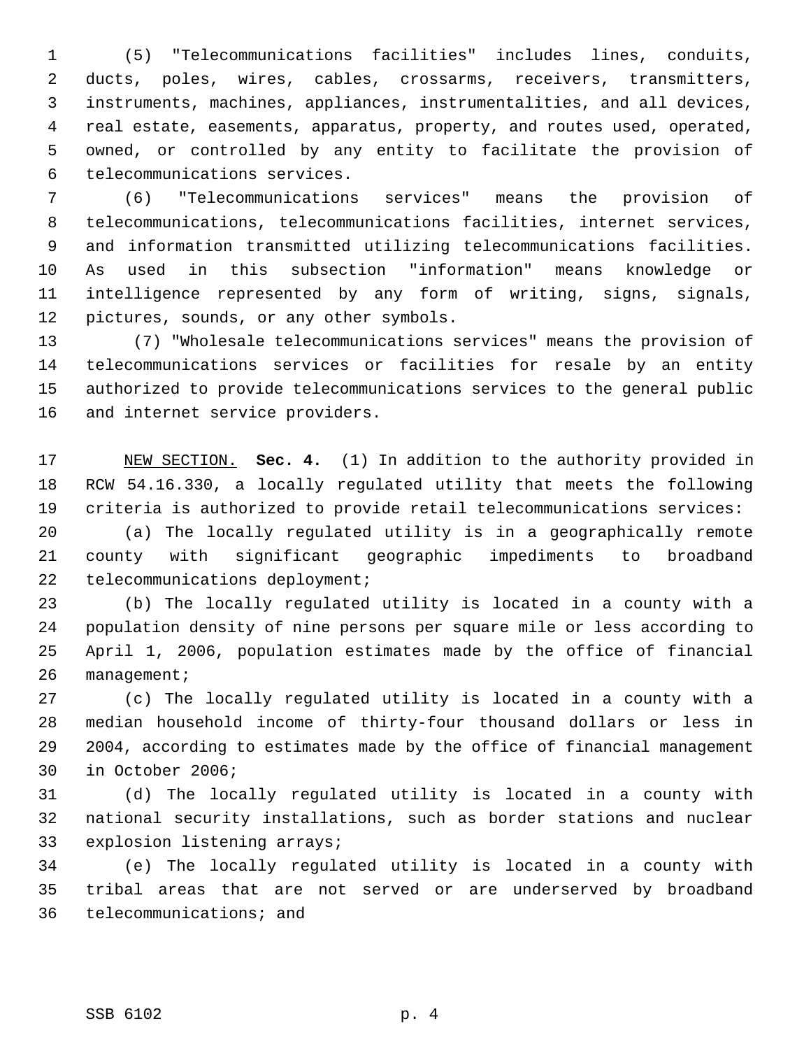(5) "Telecommunications facilities" includes lines, conduits, ducts, poles, wires, cables, crossarms, receivers, transmitters, instruments, machines, appliances, instrumentalities, and all devices, real estate, easements, apparatus, property, and routes used, operated, owned, or controlled by any entity to facilitate the provision of telecommunications services.

(6) "Telecommunications services" means the provision of telecommunications, telecommunications facilities, internet services, and information transmitted utilizing telecommunications facilities. As used in this subsection "information" means knowledge or intelligence represented by any form of writing, signs, signals, pictures, sounds, or any other symbols.

(7) "Wholesale telecommunications services" means the provision of telecommunications services or facilities for resale by an entity authorized to provide telecommunications services to the general public and internet service providers.

NEW SECTION. **Sec. 4.** (1) In addition to the authority provided in RCW 54.16.330, a locally regulated utility that meets the following criteria is authorized to provide retail telecommunications services:

(a) The locally regulated utility is in a geographically remote county with significant geographic impediments to broadband telecommunications deployment;

(b) The locally regulated utility is located in a county with a population density of nine persons per square mile or less according to April 1, 2006, population estimates made by the office of financial management;

(c) The locally regulated utility is located in a county with a median household income of thirty-four thousand dollars or less in 2004, according to estimates made by the office of financial management in October 2006;

(d) The locally regulated utility is located in a county with national security installations, such as border stations and nuclear explosion listening arrays;

(e) The locally regulated utility is located in a county with tribal areas that are not served or are underserved by broadband telecommunications; and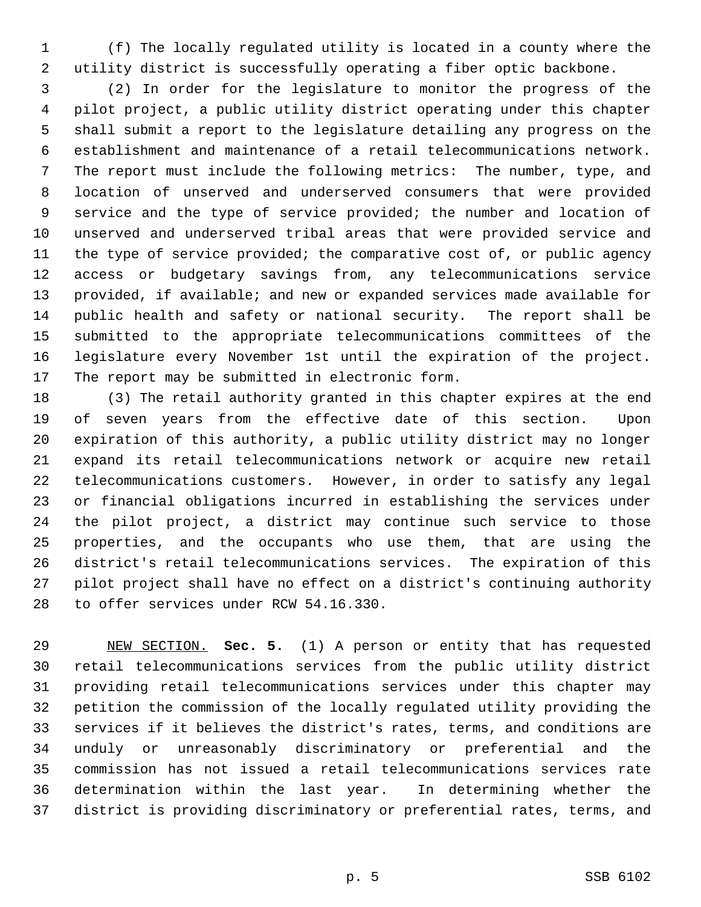(f) The locally regulated utility is located in a county where the utility district is successfully operating a fiber optic backbone.

(2) In order for the legislature to monitor the progress of the pilot project, a public utility district operating under this chapter shall submit a report to the legislature detailing any progress on the establishment and maintenance of a retail telecommunications network. The report must include the following metrics: The number, type, and location of unserved and underserved consumers that were provided service and the type of service provided; the number and location of unserved and underserved tribal areas that were provided service and the type of service provided; the comparative cost of, or public agency access or budgetary savings from, any telecommunications service provided, if available; and new or expanded services made available for public health and safety or national security. The report shall be submitted to the appropriate telecommunications committees of the legislature every November 1st until the expiration of the project. The report may be submitted in electronic form.

(3) The retail authority granted in this chapter expires at the end of seven years from the effective date of this section. Upon expiration of this authority, a public utility district may no longer expand its retail telecommunications network or acquire new retail telecommunications customers. However, in order to satisfy any legal or financial obligations incurred in establishing the services under the pilot project, a district may continue such service to those properties, and the occupants who use them, that are using the district's retail telecommunications services. The expiration of this pilot project shall have no effect on a district's continuing authority to offer services under RCW 54.16.330.

NEW SECTION. **Sec. 5.** (1) A person or entity that has requested retail telecommunications services from the public utility district providing retail telecommunications services under this chapter may petition the commission of the locally regulated utility providing the services if it believes the district's rates, terms, and conditions are unduly or unreasonably discriminatory or preferential and the commission has not issued a retail telecommunications services rate determination within the last year. In determining whether the district is providing discriminatory or preferential rates, terms, and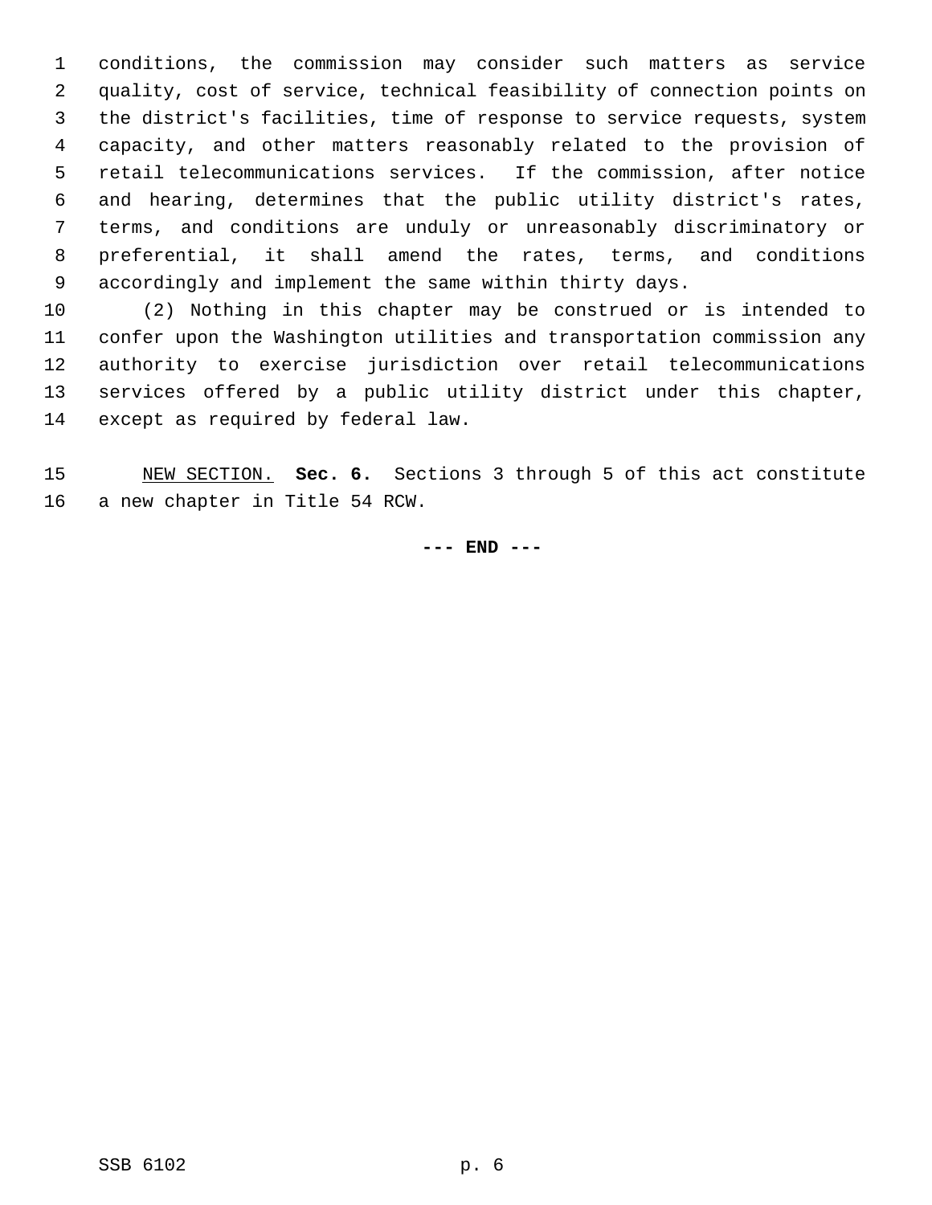conditions, the commission may consider such matters as service quality, cost of service, technical feasibility of connection points on the district's facilities, time of response to service requests, system capacity, and other matters reasonably related to the provision of retail telecommunications services. If the commission, after notice and hearing, determines that the public utility district's rates, terms, and conditions are unduly or unreasonably discriminatory or preferential, it shall amend the rates, terms, and conditions accordingly and implement the same within thirty days.

(2) Nothing in this chapter may be construed or is intended to confer upon the Washington utilities and transportation commission any authority to exercise jurisdiction over retail telecommunications services offered by a public utility district under this chapter, except as required by federal law.

NEW SECTION. **Sec. 6.** Sections 3 through 5 of this act constitute a new chapter in Title 54 RCW.

**--- END ---**